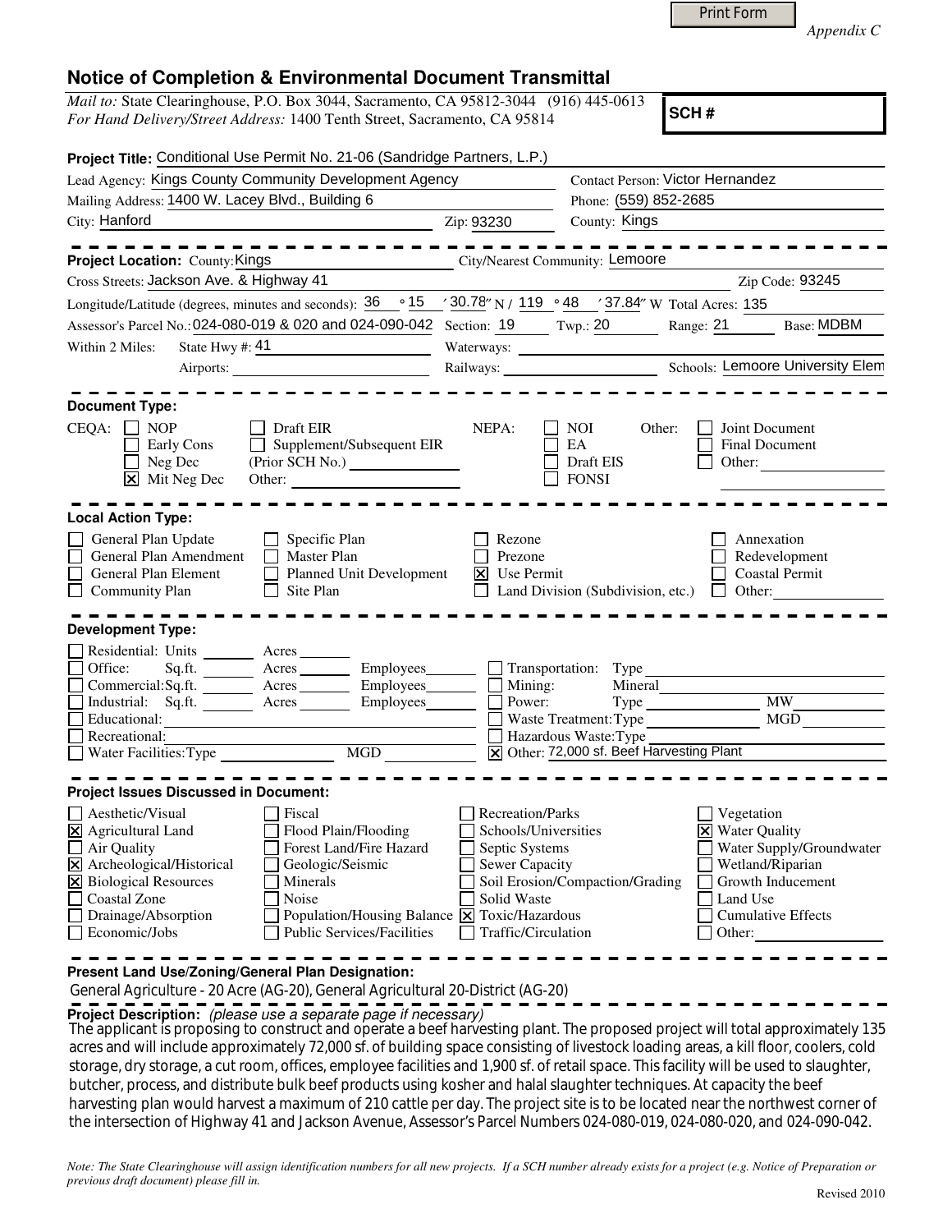*Appendix C*

# Notice of Completion & Environmental Document Transmittal

*Mail to:* State Clearinghouse, P.O. Box 3044, Sacramento, CA 95812-3044 (916) 445-0613
*For Hand Delivery/Street Address:* 1400 Tenth Street, Sacramento, CA 95814

**SCH #**

**Project Title:** Conditional Use Permit No. 21-06 (Sandridge Partners, L.P.)

Lead Agency: Kings County Community Development Agency
Contact Person: Victor Hernandez
Mailing Address: 1400 W. Lacey Blvd., Building 6
Phone: (559) 852-2685
City: Hanford
Zip: 93230
County: Kings

**Project Location:** County: Kings
City/Nearest Community: Lemoore
Cross Streets: Jackson Ave. & Highway 41
Zip Code: 93245
Longitude/Latitude (degrees, minutes and seconds): 36 ° 15 ′ 30.78″ N / 119 ° 48 ′ 37.84″ W Total Acres: 135
Assessor's Parcel No.: 024-080-019 & 020 and 024-090-042 Section: 19 Twp.: 20 Range: 21 Base: MDBM
Within 2 Miles: State Hwy #: 41 Waterways:
Airports: Railways: Schools: Lemoore University Elem

**Document Type:**

CEQA:
- [ ] NOP
- [ ] Early Cons
- [ ] Neg Dec
- [x] Mit Neg Dec
- [ ] Draft EIR
- [ ] Supplement/Subsequent EIR (Prior SCH No.)
- Other:

NEPA:
- [ ] NOI
- [ ] EA
- [ ] Draft EIS
- [ ] FONSI

Other:
- [ ] Joint Document
- [ ] Final Document
- [ ] Other:

**Local Action Type:**

- [ ] General Plan Update
- [ ] General Plan Amendment
- [ ] General Plan Element
- [ ] Community Plan
- [ ] Specific Plan
- [ ] Master Plan
- [ ] Planned Unit Development
- [ ] Site Plan
- [ ] Rezone
- [ ] Prezone
- [x] Use Permit
- [ ] Land Division (Subdivision, etc.)
- [ ] Annexation
- [ ] Redevelopment
- [ ] Coastal Permit
- [ ] Other:

**Development Type:**

- [ ] Residential: Units Acres
- [ ] Office: Sq.ft. Acres Employees
- [ ] Commercial: Sq.ft. Acres Employees
- [ ] Industrial: Sq.ft. Acres Employees
- [ ] Educational:
- [ ] Recreational:
- [ ] Water Facilities: Type MGD
- [ ] Transportation: Type
- [ ] Mining: Mineral
- [ ] Power: Type MW
- [ ] Waste Treatment: Type MGD
- [ ] Hazardous Waste: Type
- [x] Other: 72,000 sf. Beef Harvesting Plant

**Project Issues Discussed in Document:**

- [ ] Aesthetic/Visual
- [x] Agricultural Land
- [ ] Air Quality
- [x] Archeological/Historical
- [x] Biological Resources
- [ ] Coastal Zone
- [ ] Drainage/Absorption
- [ ] Economic/Jobs
- [ ] Fiscal
- [ ] Flood Plain/Flooding
- [ ] Forest Land/Fire Hazard
- [ ] Geologic/Seismic
- [ ] Minerals
- [ ] Noise
- [ ] Population/Housing Balance
- [ ] Public Services/Facilities
- [ ] Recreation/Parks
- [ ] Schools/Universities
- [ ] Septic Systems
- [ ] Sewer Capacity
- [ ] Soil Erosion/Compaction/Grading
- [ ] Solid Waste
- [x] Toxic/Hazardous
- [ ] Traffic/Circulation
- [ ] Vegetation
- [x] Water Quality
- [ ] Water Supply/Groundwater
- [ ] Wetland/Riparian
- [ ] Growth Inducement
- [ ] Land Use
- [ ] Cumulative Effects
- [ ] Other:

**Present Land Use/Zoning/General Plan Designation:**

General Agriculture - 20 Acre (AG-20), General Agricultural 20-District (AG-20)

**Project Description:** *(please use a separate page if necessary)*

The applicant is proposing to construct and operate a beef harvesting plant. The proposed project will total approximately 135 acres and will include approximately 72,000 sf. of building space consisting of livestock loading areas, a kill floor, coolers, cold storage, dry storage, a cut room, offices, employee facilities and 1,900 sf. of retail space. This facility will be used to slaughter, butcher, process, and distribute bulk beef products using kosher and halal slaughter techniques. At capacity the beef harvesting plan would harvest a maximum of 210 cattle per day. The project site is to be located near the northwest corner of the intersection of Highway 41 and Jackson Avenue, Assessor's Parcel Numbers 024-080-019, 024-080-020, and 024-090-042.

*Note: The State Clearinghouse will assign identification numbers for all new projects. If a SCH number already exists for a project (e.g. Notice of Preparation or previous draft document) please fill in.*

Revised 2010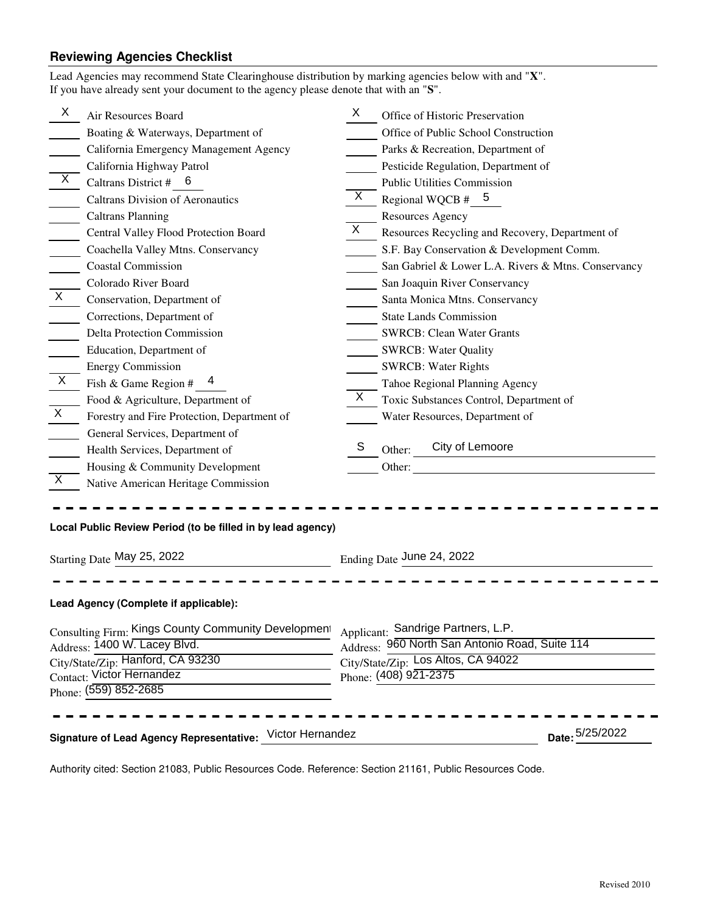## Reviewing Agencies Checklist

Lead Agencies may recommend State Clearinghouse distribution by marking agencies below with and "**X**".
If you have already sent your document to the agency please denote that with an "**S**".

| | | | |
|---|---|---|---|
| X | Air Resources Board | X | Office of Historic Preservation |
| | Boating & Waterways, Department of | | Office of Public School Construction |
| | California Emergency Management Agency | | Parks & Recreation, Department of |
| | California Highway Patrol | | Pesticide Regulation, Department of |
| X | Caltrans District # 6 | | Public Utilities Commission |
| | Caltrans Division of Aeronautics | X | Regional WQCB # 5 |
| | Caltrans Planning | | Resources Agency |
| | Central Valley Flood Protection Board | X | Resources Recycling and Recovery, Department of |
| | Coachella Valley Mtns. Conservancy | | S.F. Bay Conservation & Development Comm. |
| | Coastal Commission | | San Gabriel & Lower L.A. Rivers & Mtns. Conservancy |
| | Colorado River Board | | San Joaquin River Conservancy |
| X | Conservation, Department of | | Santa Monica Mtns. Conservancy |
| | Corrections, Department of | | State Lands Commission |
| | Delta Protection Commission | | SWRCB: Clean Water Grants |
| | Education, Department of | | SWRCB: Water Quality |
| | Energy Commission | | SWRCB: Water Rights |
| X | Fish & Game Region # 4 | | Tahoe Regional Planning Agency |
| | Food & Agriculture, Department of | X | Toxic Substances Control, Department of |
| X | Forestry and Fire Protection, Department of | | Water Resources, Department of |
| | General Services, Department of | | |
| | Health Services, Department of | S | Other: City of Lemoore |
| | Housing & Community Development | | Other: |
| X | Native American Heritage Commission | | |

---

**Local Public Review Period (to be filled in by lead agency)**

Starting Date May 25, 2022 | Ending Date June 24, 2022

---

**Lead Agency (Complete if applicable):**

Consulting Firm: Kings County Community Development
Address: 1400 W. Lacey Blvd.
City/State/Zip: Hanford, CA 93230
Contact: Victor Hernandez
Phone: (559) 852-2685

Applicant: Sandrige Partners, L.P.
Address: 960 North San Antonio Road, Suite 114
City/State/Zip: Los Altos, CA 94022
Phone: (408) 921-2375

---

**Signature of Lead Agency Representative:** Victor Hernandez **Date:** 5/25/2022

Authority cited: Section 21083, Public Resources Code. Reference: Section 21161, Public Resources Code.

Revised 2010